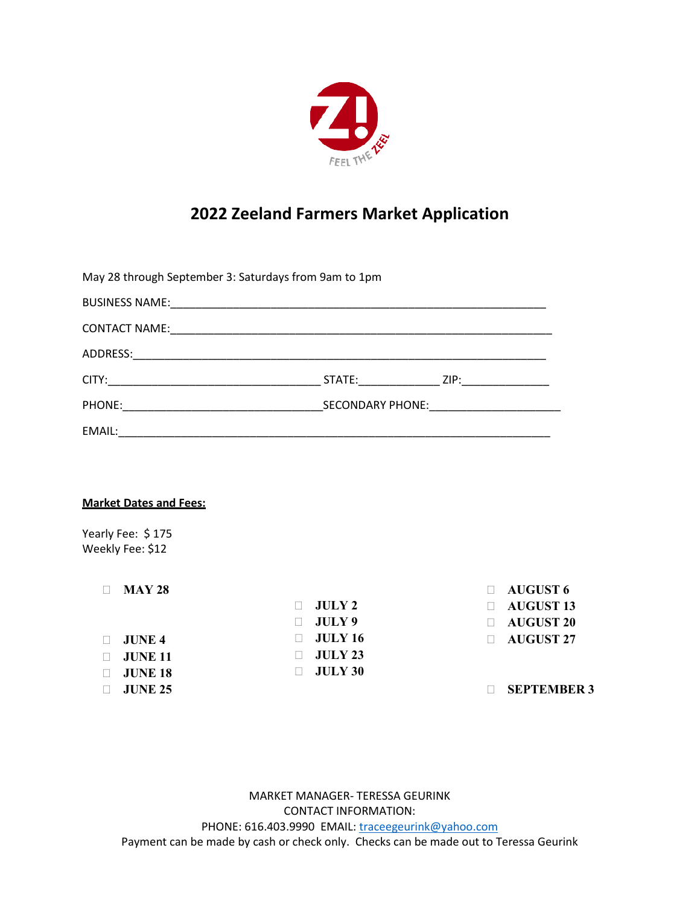# 2022 Zeeland Farmers Market Application

May 28 through September 3: Saturdays from 9am to 1pm

BUSINESS NAME:_______________________________________________

CONTACT NAME:_______________________________________________

ADDRESS:_______________________________________________

CITY:_______________________ STATE:___________ ZIP:____________

PHONE:_______________________ SECONDARY PHONE:__________________

EMAIL:_______________________________________________

**Market Dates and Fees:**

Yearly Fee: $ 175
Weekly Fee: $12

- ☐ **MAY 28**
- ☐ **JUNE 4**
- ☐ **JUNE 11**
- ☐ **JUNE 18**
- ☐ **JUNE 25**
- ☐ **JULY 2**
- ☐ **JULY 9**
- ☐ **JULY 16**
- ☐ **JULY 23**
- ☐ **JULY 30**
- ☐ **AUGUST 6**
- ☐ **AUGUST 13**
- ☐ **AUGUST 20**
- ☐ **AUGUST 27**
- ☐ **SEPTEMBER 3**

MARKET MANAGER- TERESSA GEURINK
CONTACT INFORMATION:
PHONE: 616.403.9990 EMAIL: traceegeurink@yahoo.com
Payment can be made by cash or check only. Checks can be made out to Teressa Geurink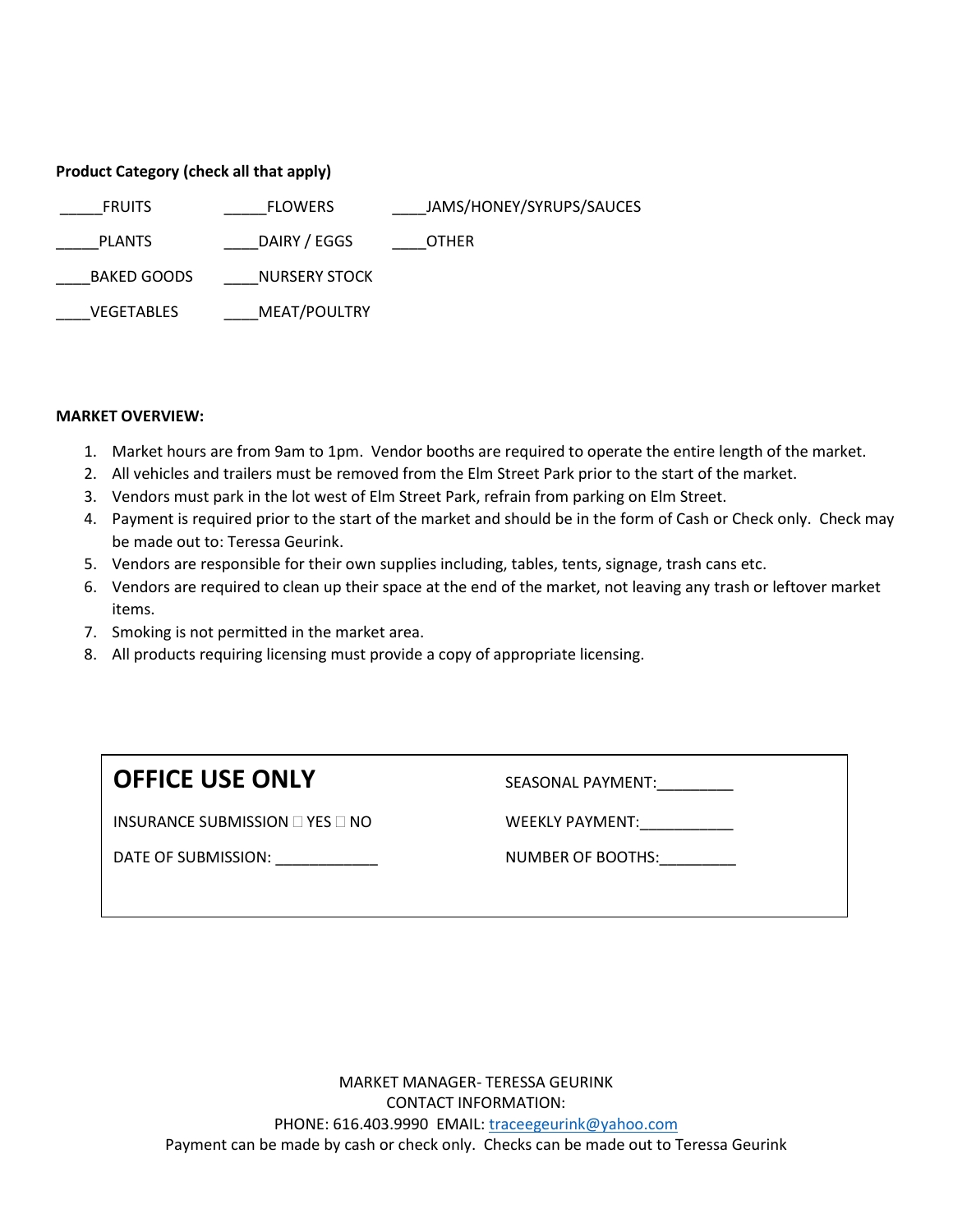**Product Category (check all that apply)**

_____FRUITS _____FLOWERS ____JAMS/HONEY/SYRUPS/SAUCES

_____PLANTS ____DAIRY / EGGS ____OTHER

____BAKED GOODS ____NURSERY STOCK

____VEGETABLES ____MEAT/POULTRY

**MARKET OVERVIEW:**

1. Market hours are from 9am to 1pm. Vendor booths are required to operate the entire length of the market.
2. All vehicles and trailers must be removed from the Elm Street Park prior to the start of the market.
3. Vendors must park in the lot west of Elm Street Park, refrain from parking on Elm Street.
4. Payment is required prior to the start of the market and should be in the form of Cash or Check only. Check may be made out to: Teressa Geurink.
5. Vendors are responsible for their own supplies including, tables, tents, signage, trash cans etc.
6. Vendors are required to clean up their space at the end of the market, not leaving any trash or leftover market items.
7. Smoking is not permitted in the market area.
8. All products requiring licensing must provide a copy of appropriate licensing.

## OFFICE USE ONLY

INSURANCE SUBMISSION ☐ YES ☐ NO

DATE OF SUBMISSION: ____________

SEASONAL PAYMENT:_________

WEEKLY PAYMENT:___________

NUMBER OF BOOTHS:_________

MARKET MANAGER- TERESSA GEURINK
CONTACT INFORMATION:
PHONE: 616.403.9990 EMAIL: traceegeurink@yahoo.com
Payment can be made by cash or check only. Checks can be made out to Teressa Geurink